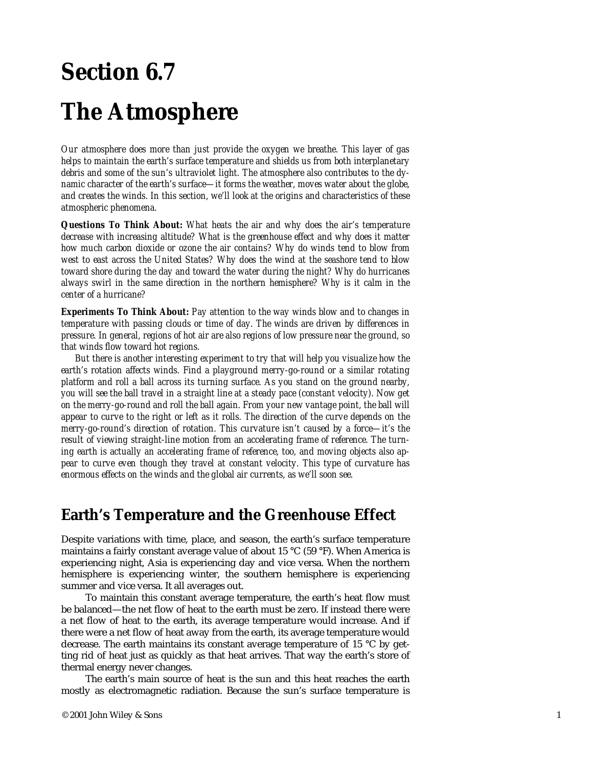# Section 6.7

# The Atmosphere

*Our atmosphere does more than just provide the oxygen we breathe. This layer of gas helps to maintain the earth's surface temperature and shields us from both interplanetary debris and some of the sun's ultraviolet light. The atmosphere also contributes to the dynamic character of the earth's surface—it forms the weather, moves water about the globe, and creates the winds. In this section, we'll look at the origins and characteristics of these atmospheric phenomena.*

**Questions To Think About:** *What heats the air and why does the air's temperature decrease with increasing altitude? What is the greenhouse effect and why does it matter how much carbon dioxide or ozone the air contains? Why do winds tend to blow from west to east across the United States? Why does the wind at the seashore tend to blow toward shore during the day and toward the water during the night? Why do hurricanes always swirl in the same direction in the northern hemisphere? Why is it calm in the center of a hurricane?*

**Experiments To Think About:** *Pay attention to the way winds blow and to changes in temperature with passing clouds or time of day. The winds are driven by differences in pressure. In general, regions of hot air are also regions of low pressure near the ground, so that winds flow toward hot regions.*

*But there is another interesting experiment to try that will help you visualize how the earth's rotation affects winds. Find a playground merry-go-round or a similar rotating platform and roll a ball across its turning surface. As you stand on the ground nearby, you will see the ball travel in a straight line at a steady pace (constant velocity). Now get on the merry-go-round and roll the ball again. From your new vantage point, the ball will appear to curve to the right or left as it rolls. The direction of the curve depends on the merry-go-round's direction of rotation. This curvature isn't caused by a force—it's the result of viewing straight-line motion from an accelerating frame of reference. The turning earth is actually an accelerating frame of reference, too, and moving objects also appear to curve even though they travel at constant velocity. This type of curvature has enormous effects on the winds and the global air currents, as we'll soon see.*

## Earth's Temperature and the Greenhouse Effect

Despite variations with time, place, and season, the earth's surface temperature maintains a fairly constant average value of about 15 °C (59 °F). When America is experiencing night, Asia is experiencing day and vice versa. When the northern hemisphere is experiencing winter, the southern hemisphere is experiencing summer and vice versa. It all averages out.

To maintain this constant average temperature, the earth's heat flow must be balanced—the net flow of heat to the earth must be zero. If instead there were a net flow of heat to the earth, its average temperature would increase. And if there were a net flow of heat away from the earth, its average temperature would decrease. The earth maintains its constant average temperature of 15 °C by getting rid of heat just as quickly as that heat arrives. That way the earth's store of thermal energy never changes.

The earth's main source of heat is the sun and this heat reaches the earth mostly as electromagnetic radiation. Because the sun's surface temperature is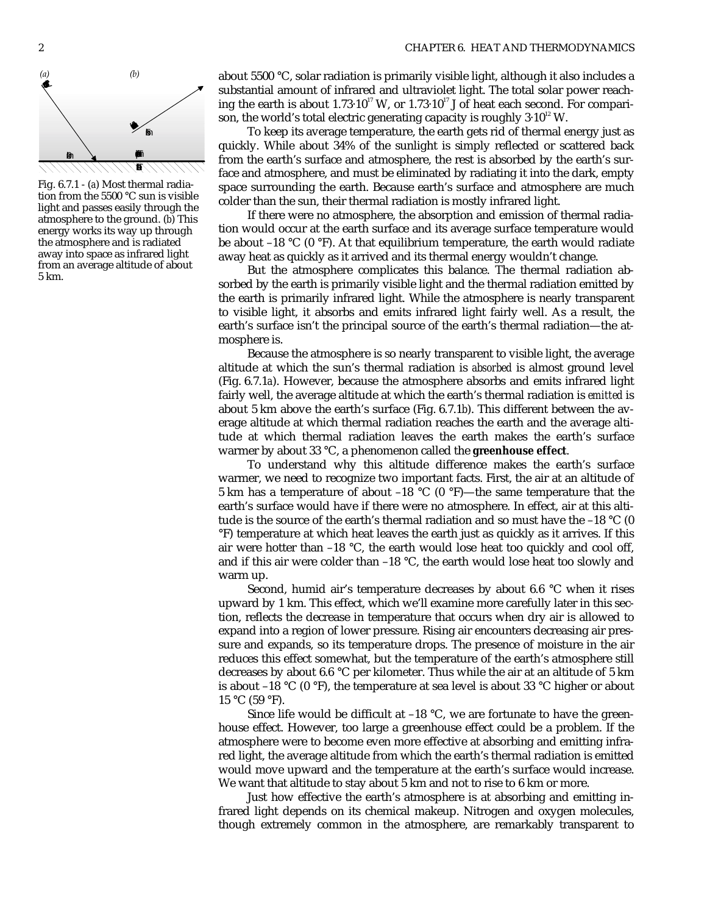Fig. 6.7.1 - (a) Most thermal radiation from the 5500 °C sun is visible light and passes easily through the atmosphere to the ground. (b) This energy works its way up through the atmosphere and is radiated away into space as infrared light from an average altitude of about 5 km.

about 5500 °C, solar radiation is primarily visible light, although it also includes a substantial amount of infrared and ultraviolet light. The total solar power reaching the earth is about $1.73 \cdot 10^{17}$ W, or $1.73 \cdot 10^{17}$ J of heat each second. For comparison, the world's total electric generating capacity is roughly $3 \cdot 10^{12}$ W.

To keep its average temperature, the earth gets rid of thermal energy just as quickly. While about 34% of the sunlight is simply reflected or scattered back from the earth's surface and atmosphere, the rest is absorbed by the earth's surface and atmosphere, and must be eliminated by radiating it into the dark, empty space surrounding the earth. Because earth's surface and atmosphere are much colder than the sun, their thermal radiation is mostly infrared light.

If there were no atmosphere, the absorption and emission of thermal radiation would occur at the earth surface and its average surface temperature would be about –18 °C (0 °F). At that equilibrium temperature, the earth would radiate away heat as quickly as it arrived and its thermal energy wouldn't change.

But the atmosphere complicates this balance. The thermal radiation absorbed by the earth is primarily visible light and the thermal radiation emitted by the earth is primarily infrared light. While the atmosphere is nearly transparent to visible light, it absorbs and emits infrared light fairly well. As a result, the earth's surface isn't the principal source of the earth's thermal radiation—the atmosphere is.

Because the atmosphere is so nearly transparent to visible light, the average altitude at which the sun's thermal radiation is *absorbed* is almost ground level (Fig. 6.7.1*a*). However, because the atmosphere absorbs and emits infrared light fairly well, the average altitude at which the earth's thermal radiation is *emitted* is about 5 km above the earth's surface (Fig. 6.7.1*b*). This different between the average altitude at which thermal radiation reaches the earth and the average altitude at which thermal radiation leaves the earth makes the earth's surface warmer by about 33 °C, a phenomenon called the **greenhouse effect**.

To understand why this altitude difference makes the earth's surface warmer, we need to recognize two important facts. First, the air at an altitude of 5 km has a temperature of about –18 °C (0 °F)—the same temperature that the earth's surface would have if there were no atmosphere. In effect, air at this altitude is the source of the earth's thermal radiation and so must have the –18 °C (0 °F) temperature at which heat leaves the earth just as quickly as it arrives. If this air were hotter than –18 °C, the earth would lose heat too quickly and cool off, and if this air were colder than –18 °C, the earth would lose heat too slowly and warm up.

Second, humid air's temperature decreases by about 6.6 °C when it rises upward by 1 km. This effect, which we'll examine more carefully later in this section, reflects the decrease in temperature that occurs when dry air is allowed to expand into a region of lower pressure. Rising air encounters decreasing air pressure and expands, so its temperature drops. The presence of moisture in the air reduces this effect somewhat, but the temperature of the earth's atmosphere still decreases by about 6.6 °C per kilometer. Thus while the air at an altitude of 5 km is about –18 °C (0 °F), the temperature at sea level is about 33 °C higher or about 15 °C (59 °F).

Since life would be difficult at –18 °C, we are fortunate to have the greenhouse effect. However, too large a greenhouse effect could be a problem. If the atmosphere were to become even more effective at absorbing and emitting infrared light, the average altitude from which the earth's thermal radiation is emitted would move upward and the temperature at the earth's surface would increase. We want that altitude to stay about 5 km and not to rise to 6 km or more.

Just how effective the earth's atmosphere is at absorbing and emitting infrared light depends on its chemical makeup. Nitrogen and oxygen molecules, though extremely common in the atmosphere, are remarkably transparent to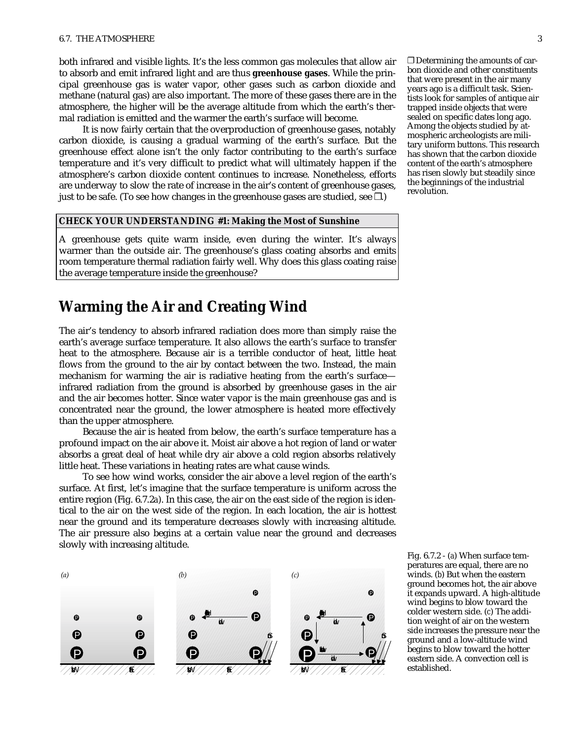both infrared and visible lights. It's the less common gas molecules that allow air to absorb and emit infrared light and are thus **greenhouse gases**. While the principal greenhouse gas is water vapor, other gases such as carbon dioxide and methane (natural gas) are also important. The more of these gases there are in the atmosphere, the higher will be the average altitude from which the earth's thermal radiation is emitted and the warmer the earth's surface will become.

It is now fairly certain that the overproduction of greenhouse gases, notably carbon dioxide, is causing a gradual warming of the earth's surface. But the greenhouse effect alone isn't the only factor contributing to the earth's surface temperature and it's very difficult to predict what will ultimately happen if the atmosphere's carbon dioxide content continues to increase. Nonetheless, efforts are underway to slow the rate of increase in the air's content of greenhouse gases, just to be safe. (To see how changes in the greenhouse gases are studied, see ❐.)

❐ Determining the amounts of carbon dioxide and other constituents that were present in the air many years ago is a difficult task. Scientists look for samples of antique air trapped inside objects that were sealed on specific dates long ago. Among the objects studied by atmospheric archeologists are military uniform buttons. This research has shown that the carbon dioxide content of the earth's atmosphere has risen slowly but steadily since the beginnings of the industrial revolution.

**CHECK YOUR UNDERSTANDING #1: Making the Most of Sunshine**

A greenhouse gets quite warm inside, even during the winter. It's always warmer than the outside air. The greenhouse's glass coating absorbs and emits room temperature thermal radiation fairly well. Why does this glass coating raise the average temperature inside the greenhouse?

## Warming the Air and Creating Wind

The air's tendency to absorb infrared radiation does more than simply raise the earth's average surface temperature. It also allows the earth's surface to transfer heat to the atmosphere. Because air is a terrible conductor of heat, little heat flows from the ground to the air by contact between the two. Instead, the main mechanism for warming the air is radiative heating from the earth's surface—infrared radiation from the ground is absorbed by greenhouse gases in the air and the air becomes hotter. Since water vapor is the main greenhouse gas and is concentrated near the ground, the lower atmosphere is heated more effectively than the upper atmosphere.

Because the air is heated from below, the earth's surface temperature has a profound impact on the air above it. Moist air above a hot region of land or water absorbs a great deal of heat while dry air above a cold region absorbs relatively little heat. These variations in heating rates are what cause winds.

To see how wind works, consider the air above a level region of the earth's surface. At first, let's imagine that the surface temperature is uniform across the entire region (Fig. 6.7.2a). In this case, the air on the east side of the region is identical to the air on the west side of the region. In each location, the air is hottest near the ground and its temperature decreases slowly with increasing altitude. The air pressure also begins at a certain value near the ground and decreases slowly with increasing altitude.

Fig. 6.7.2 - (a) When surface temperatures are equal, there are no winds. (b) But when the eastern ground becomes hot, the air above it expands upward. A high-altitude wind begins to blow toward the colder western side. (c) The addition weight of air on the western side increases the pressure near the ground and a low-altitude wind begins to blow toward the hotter eastern side. A convection cell is established.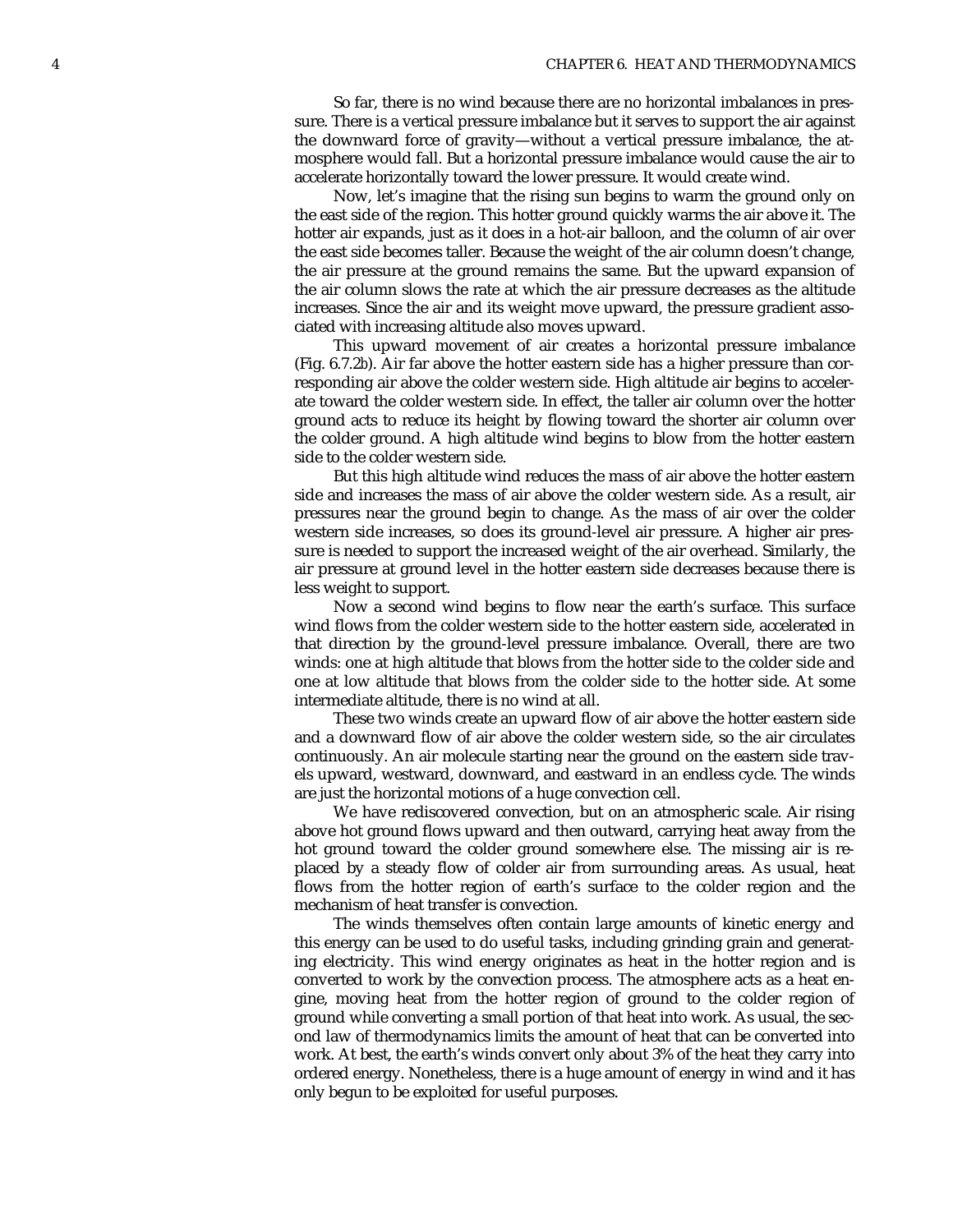So far, there is no wind because there are no horizontal imbalances in pressure. There is a vertical pressure imbalance but it serves to support the air against the downward force of gravity—without a vertical pressure imbalance, the atmosphere would fall. But a horizontal pressure imbalance would cause the air to accelerate horizontally toward the lower pressure. It would create wind.

Now, let's imagine that the rising sun begins to warm the ground only on the east side of the region. This hotter ground quickly warms the air above it. The hotter air expands, just as it does in a hot-air balloon, and the column of air over the east side becomes taller. Because the weight of the air column doesn't change, the air pressure at the ground remains the same. But the upward expansion of the air column slows the rate at which the air pressure decreases as the altitude increases. Since the air and its weight move upward, the pressure gradient associated with increasing altitude also moves upward.

This upward movement of air creates a horizontal pressure imbalance (Fig. 6.7.2*b*). Air far above the hotter eastern side has a higher pressure than corresponding air above the colder western side. High altitude air begins to accelerate toward the colder western side. In effect, the taller air column over the hotter ground acts to reduce its height by flowing toward the shorter air column over the colder ground. A high altitude wind begins to blow from the hotter eastern side to the colder western side.

But this high altitude wind reduces the mass of air above the hotter eastern side and increases the mass of air above the colder western side. As a result, air pressures near the ground begin to change. As the mass of air over the colder western side increases, so does its ground-level air pressure. A higher air pressure is needed to support the increased weight of the air overhead. Similarly, the air pressure at ground level in the hotter eastern side decreases because there is less weight to support.

Now a second wind begins to flow near the earth's surface. This surface wind flows from the colder western side to the hotter eastern side, accelerated in that direction by the ground-level pressure imbalance. Overall, there are two winds: one at high altitude that blows from the hotter side to the colder side and one at low altitude that blows from the colder side to the hotter side. At some intermediate altitude, there is no wind at all.

These two winds create an upward flow of air above the hotter eastern side and a downward flow of air above the colder western side, so the air circulates continuously. An air molecule starting near the ground on the eastern side travels upward, westward, downward, and eastward in an endless cycle. The winds are just the horizontal motions of a huge convection cell.

We have rediscovered convection, but on an atmospheric scale. Air rising above hot ground flows upward and then outward, carrying heat away from the hot ground toward the colder ground somewhere else. The missing air is replaced by a steady flow of colder air from surrounding areas. As usual, heat flows from the hotter region of earth's surface to the colder region and the mechanism of heat transfer is convection.

The winds themselves often contain large amounts of kinetic energy and this energy can be used to do useful tasks, including grinding grain and generating electricity. This wind energy originates as heat in the hotter region and is converted to work by the convection process. The atmosphere acts as a heat engine, moving heat from the hotter region of ground to the colder region of ground while converting a small portion of that heat into work. As usual, the second law of thermodynamics limits the amount of heat that can be converted into work. At best, the earth's winds convert only about 3% of the heat they carry into ordered energy. Nonetheless, there is a huge amount of energy in wind and it has only begun to be exploited for useful purposes.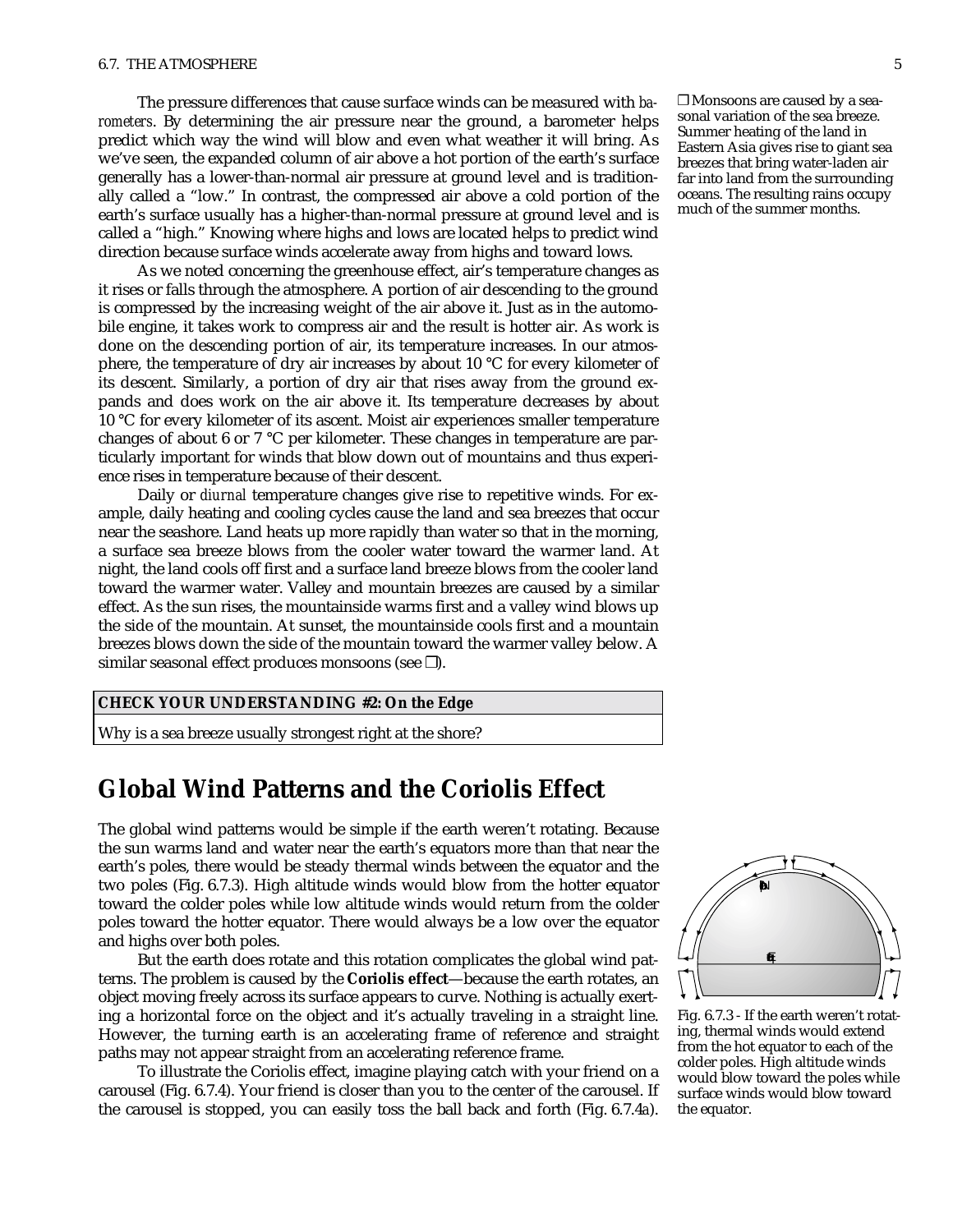The pressure differences that cause surface winds can be measured with *barometers*. By determining the air pressure near the ground, a barometer helps predict which way the wind will blow and even what weather it will bring. As we've seen, the expanded column of air above a hot portion of the earth's surface generally has a lower-than-normal air pressure at ground level and is traditionally called a "low." In contrast, the compressed air above a cold portion of the earth's surface usually has a higher-than-normal pressure at ground level and is called a "high." Knowing where highs and lows are located helps to predict wind direction because surface winds accelerate away from highs and toward lows.

As we noted concerning the greenhouse effect, air's temperature changes as it rises or falls through the atmosphere. A portion of air descending to the ground is compressed by the increasing weight of the air above it. Just as in the automobile engine, it takes work to compress air and the result is hotter air. As work is done on the descending portion of air, its temperature increases. In our atmosphere, the temperature of dry air increases by about 10 °C for every kilometer of its descent. Similarly, a portion of dry air that rises away from the ground expands and does work on the air above it. Its temperature decreases by about 10 °C for every kilometer of its ascent. Moist air experiences smaller temperature changes of about 6 or 7 °C per kilometer. These changes in temperature are particularly important for winds that blow down out of mountains and thus experience rises in temperature because of their descent.

Daily or *diurnal* temperature changes give rise to repetitive winds. For example, daily heating and cooling cycles cause the land and sea breezes that occur near the seashore. Land heats up more rapidly than water so that in the morning, a surface sea breeze blows from the cooler water toward the warmer land. At night, the land cools off first and a surface land breeze blows from the cooler land toward the warmer water. Valley and mountain breezes are caused by a similar effect. As the sun rises, the mountainside warms first and a valley wind blows up the side of the mountain. At sunset, the mountainside cools first and a mountain breezes blows down the side of the mountain toward the warmer valley below. A similar seasonal effect produces monsoons (see ❒).

❒ Monsoons are caused by a seasonal variation of the sea breeze. Summer heating of the land in Eastern Asia gives rise to giant sea breezes that bring water-laden air far into land from the surrounding oceans. The resulting rains occupy much of the summer months.

| **CHECK YOUR UNDERSTANDING #2: On the Edge** |
| --- |
| Why is a sea breeze usually strongest right at the shore? |

## Global Wind Patterns and the Coriolis Effect

The global wind patterns would be simple if the earth weren't rotating. Because the sun warms land and water near the earth's equators more than that near the earth's poles, there would be steady thermal winds between the equator and the two poles (Fig. 6.7.3). High altitude winds would blow from the hotter equator toward the colder poles while low altitude winds would return from the colder poles toward the hotter equator. There would always be a low over the equator and highs over both poles.

But the earth does rotate and this rotation complicates the global wind patterns. The problem is caused by the **Coriolis effect**—because the earth rotates, an object moving freely across its surface appears to curve. Nothing is actually exerting a horizontal force on the object and it's actually traveling in a straight line. However, the turning earth is an accelerating frame of reference and straight paths may not appear straight from an accelerating reference frame.

To illustrate the Coriolis effect, imagine playing catch with your friend on a carousel (Fig. 6.7.4). Your friend is closer than you to the center of the carousel. If the carousel is stopped, you can easily toss the ball back and forth (Fig. 6.7.4a).

Fig. 6.7.3 - If the earth weren't rotating, thermal winds would extend from the hot equator to each of the colder poles. High altitude winds would blow toward the poles while surface winds would blow toward the equator.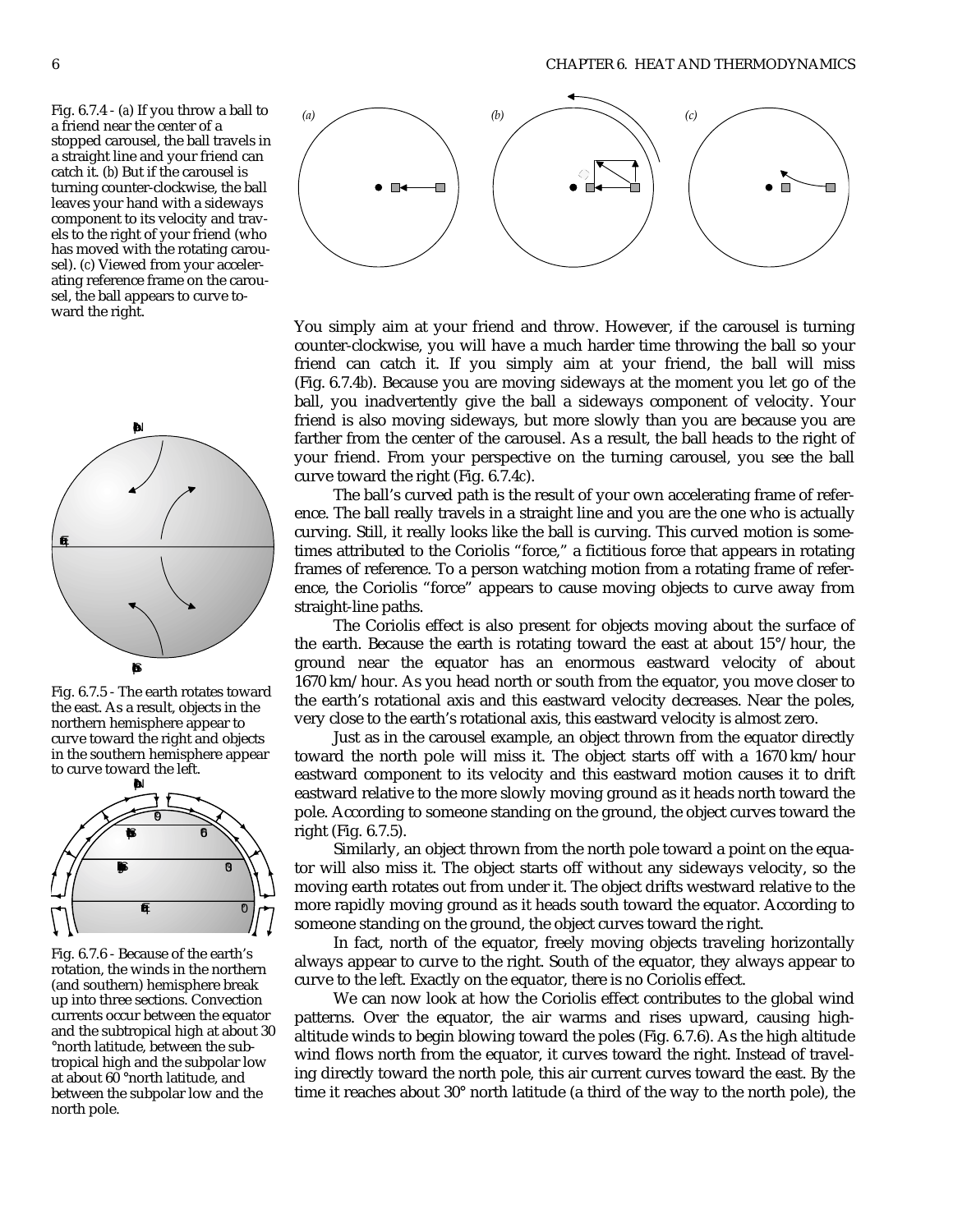Fig. 6.7.4 - (a) If you throw a ball to a friend near the center of a stopped carousel, the ball travels in a straight line and your friend can catch it. (b) But if the carousel is turning counter-clockwise, the ball leaves your hand with a sideways component to its velocity and travels to the right of your friend (who has moved with the rotating carousel). (c) Viewed from your accelerating reference frame on the carousel, the ball appears to curve toward the right.

You simply aim at your friend and throw. However, if the carousel is turning counter-clockwise, you will have a much harder time throwing the ball so your friend can catch it. If you simply aim at your friend, the ball will miss (Fig. 6.7.4*b*). Because you are moving sideways at the moment you let go of the ball, you inadvertently give the ball a sideways component of velocity. Your friend is also moving sideways, but more slowly than you are because you are farther from the center of the carousel. As a result, the ball heads to the right of your friend. From your perspective on the turning carousel, you see the ball curve toward the right (Fig. 6.7.4*c*).

The ball's curved path is the result of your own accelerating frame of reference. The ball really travels in a straight line and you are the one who is actually curving. Still, it really looks like the ball is curving. This curved motion is sometimes attributed to the Coriolis "force," a fictitious force that appears in rotating frames of reference. To a person watching motion from a rotating frame of reference, the Coriolis "force" appears to cause moving objects to curve away from straight-line paths.

The Coriolis effect is also present for objects moving about the surface of the earth. Because the earth is rotating toward the east at about 15°/hour, the ground near the equator has an enormous eastward velocity of about 1670 km/hour. As you head north or south from the equator, you move closer to the earth's rotational axis and this eastward velocity decreases. Near the poles, very close to the earth's rotational axis, this eastward velocity is almost zero.

Fig. 6.7.5 - The earth rotates toward the east. As a result, objects in the northern hemisphere appear to curve toward the right and objects in the southern hemisphere appear to curve toward the left.

Just as in the carousel example, an object thrown from the equator directly toward the north pole will miss it. The object starts off with a 1670 km/hour eastward component to its velocity and this eastward motion causes it to drift eastward relative to the more slowly moving ground as it heads north toward the pole. According to someone standing on the ground, the object curves toward the right (Fig. 6.7.5).

Similarly, an object thrown from the north pole toward a point on the equator will also miss it. The object starts off without any sideways velocity, so the moving earth rotates out from under it. The object drifts westward relative to the more rapidly moving ground as it heads south toward the equator. According to someone standing on the ground, the object curves toward the right.

In fact, north of the equator, freely moving objects traveling horizontally always appear to curve to the right. South of the equator, they always appear to curve to the left. Exactly on the equator, there is no Coriolis effect.

Fig. 6.7.6 - Because of the earth's rotation, the winds in the northern (and southern) hemisphere break up into three sections. Convection currents occur between the equator and the subtropical high at about 30 °north latitude, between the subtropical high and the subpolar low at about 60 °north latitude, and between the subpolar low and the north pole.

We can now look at how the Coriolis effect contributes to the global wind patterns. Over the equator, the air warms and rises upward, causing high-altitude winds to begin blowing toward the poles (Fig. 6.7.6). As the high altitude wind flows north from the equator, it curves toward the right. Instead of traveling directly toward the north pole, this air current curves toward the east. By the time it reaches about 30° north latitude (a third of the way to the north pole), the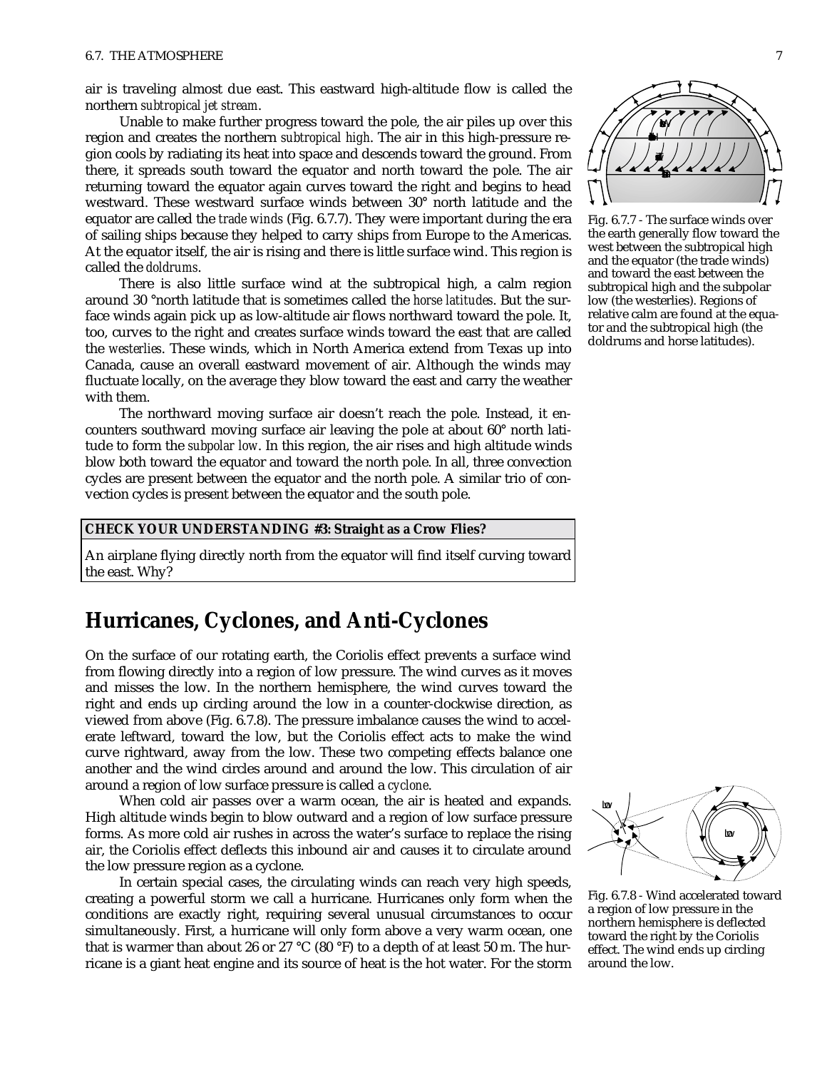air is traveling almost due east. This eastward high-altitude flow is called the northern *subtropical jet stream*.

Unable to make further progress toward the pole, the air piles up over this region and creates the northern *subtropical high*. The air in this high-pressure region cools by radiating its heat into space and descends toward the ground. From there, it spreads south toward the equator and north toward the pole. The air returning toward the equator again curves toward the right and begins to head westward. These westward surface winds between 30° north latitude and the equator are called the *trade winds* (Fig. 6.7.7). They were important during the era of sailing ships because they helped to carry ships from Europe to the Americas. At the equator itself, the air is rising and there is little surface wind. This region is called the *doldrums*.

There is also little surface wind at the subtropical high, a calm region around 30 °north latitude that is sometimes called the *horse latitudes*. But the surface winds again pick up as low-altitude air flows northward toward the pole. It, too, curves to the right and creates surface winds toward the east that are called the *westerlies*. These winds, which in North America extend from Texas up into Canada, cause an overall eastward movement of air. Although the winds may fluctuate locally, on the average they blow toward the east and carry the weather with them.

The northward moving surface air doesn't reach the pole. Instead, it encounters southward moving surface air leaving the pole at about 60° north latitude to form the *subpolar low*. In this region, the air rises and high altitude winds blow both toward the equator and toward the north pole. In all, three convection cycles are present between the equator and the north pole. A similar trio of convection cycles is present between the equator and the south pole.

Fig. 6.7.7 - The surface winds over the earth generally flow toward the west between the subtropical high and the equator (the trade winds) and toward the east between the subtropical high and the subpolar low (the westerlies). Regions of relative calm are found at the equator and the subtropical high (the doldrums and horse latitudes).

**CHECK YOUR UNDERSTANDING #3: Straight as a Crow Flies?**

An airplane flying directly north from the equator will find itself curving toward the east. Why?

## Hurricanes, Cyclones, and Anti-Cyclones

On the surface of our rotating earth, the Coriolis effect prevents a surface wind from flowing directly into a region of low pressure. The wind curves as it moves and misses the low. In the northern hemisphere, the wind curves toward the right and ends up circling around the low in a counter-clockwise direction, as viewed from above (Fig. 6.7.8). The pressure imbalance causes the wind to accelerate leftward, toward the low, but the Coriolis effect acts to make the wind curve rightward, away from the low. These two competing effects balance one another and the wind circles around and around the low. This circulation of air around a region of low surface pressure is called a *cyclone*.

When cold air passes over a warm ocean, the air is heated and expands. High altitude winds begin to blow outward and a region of low surface pressure forms. As more cold air rushes in across the water's surface to replace the rising air, the Coriolis effect deflects this inbound air and causes it to circulate around the low pressure region as a cyclone.

In certain special cases, the circulating winds can reach very high speeds, creating a powerful storm we call a hurricane. Hurricanes only form when the conditions are exactly right, requiring several unusual circumstances to occur simultaneously. First, a hurricane will only form above a very warm ocean, one that is warmer than about 26 or 27 °C (80 °F) to a depth of at least 50 m. The hurricane is a giant heat engine and its source of heat is the hot water. For the storm

Low

Low

Fig. 6.7.8 - Wind accelerated toward a region of low pressure in the northern hemisphere is deflected toward the right by the Coriolis effect. The wind ends up circling around the low.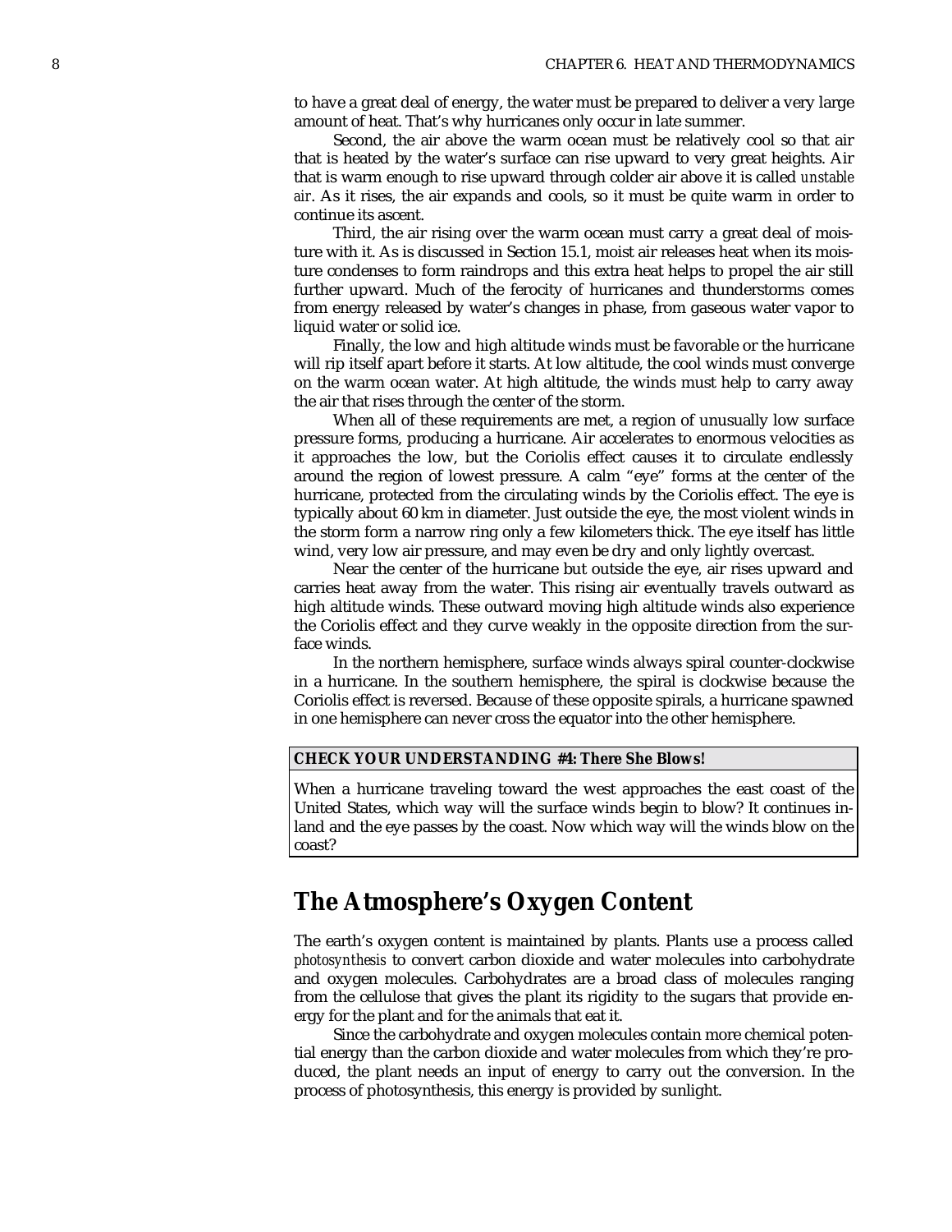to have a great deal of energy, the water must be prepared to deliver a very large amount of heat. That's why hurricanes only occur in late summer.

Second, the air above the warm ocean must be relatively cool so that air that is heated by the water's surface can rise upward to very great heights. Air that is warm enough to rise upward through colder air above it is called *unstable air*. As it rises, the air expands and cools, so it must be quite warm in order to continue its ascent.

Third, the air rising over the warm ocean must carry a great deal of moisture with it. As is discussed in Section 15.1, moist air releases heat when its moisture condenses to form raindrops and this extra heat helps to propel the air still further upward. Much of the ferocity of hurricanes and thunderstorms comes from energy released by water's changes in phase, from gaseous water vapor to liquid water or solid ice.

Finally, the low and high altitude winds must be favorable or the hurricane will rip itself apart before it starts. At low altitude, the cool winds must converge on the warm ocean water. At high altitude, the winds must help to carry away the air that rises through the center of the storm.

When all of these requirements are met, a region of unusually low surface pressure forms, producing a hurricane. Air accelerates to enormous velocities as it approaches the low, but the Coriolis effect causes it to circulate endlessly around the region of lowest pressure. A calm "eye" forms at the center of the hurricane, protected from the circulating winds by the Coriolis effect. The eye is typically about 60 km in diameter. Just outside the eye, the most violent winds in the storm form a narrow ring only a few kilometers thick. The eye itself has little wind, very low air pressure, and may even be dry and only lightly overcast.

Near the center of the hurricane but outside the eye, air rises upward and carries heat away from the water. This rising air eventually travels outward as high altitude winds. These outward moving high altitude winds also experience the Coriolis effect and they curve weakly in the opposite direction from the surface winds.

In the northern hemisphere, surface winds always spiral counter-clockwise in a hurricane. In the southern hemisphere, the spiral is clockwise because the Coriolis effect is reversed. Because of these opposite spirals, a hurricane spawned in one hemisphere can never cross the equator into the other hemisphere.

**CHECK YOUR UNDERSTANDING #4: There She Blows!**

When a hurricane traveling toward the west approaches the east coast of the United States, which way will the surface winds begin to blow? It continues inland and the eye passes by the coast. Now which way will the winds blow on the coast?

## The Atmosphere's Oxygen Content

The earth's oxygen content is maintained by plants. Plants use a process called *photosynthesis* to convert carbon dioxide and water molecules into carbohydrate and oxygen molecules. Carbohydrates are a broad class of molecules ranging from the cellulose that gives the plant its rigidity to the sugars that provide energy for the plant and for the animals that eat it.

Since the carbohydrate and oxygen molecules contain more chemical potential energy than the carbon dioxide and water molecules from which they're produced, the plant needs an input of energy to carry out the conversion. In the process of photosynthesis, this energy is provided by sunlight.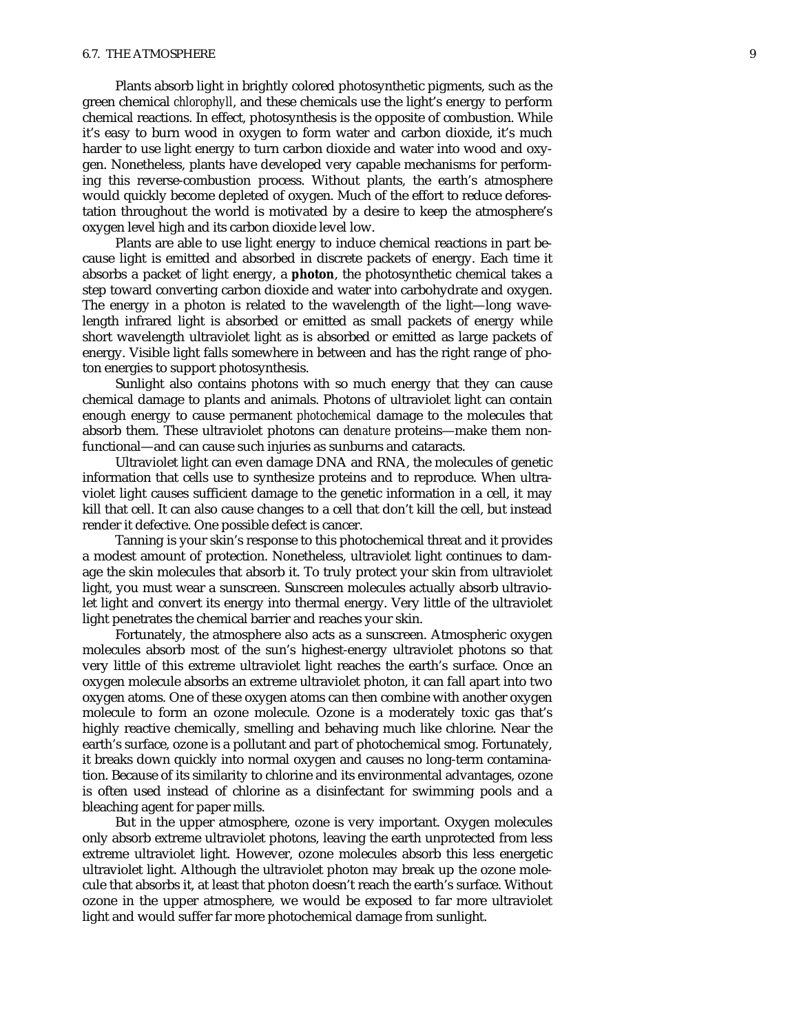Plants absorb light in brightly colored photosynthetic pigments, such as the green chemical *chlorophyll*, and these chemicals use the light's energy to perform chemical reactions. In effect, photosynthesis is the opposite of combustion. While it's easy to burn wood in oxygen to form water and carbon dioxide, it's much harder to use light energy to turn carbon dioxide and water into wood and oxygen. Nonetheless, plants have developed very capable mechanisms for performing this reverse-combustion process. Without plants, the earth's atmosphere would quickly become depleted of oxygen. Much of the effort to reduce deforestation throughout the world is motivated by a desire to keep the atmosphere's oxygen level high and its carbon dioxide level low.

Plants are able to use light energy to induce chemical reactions in part because light is emitted and absorbed in discrete packets of energy. Each time it absorbs a packet of light energy, a **photon**, the photosynthetic chemical takes a step toward converting carbon dioxide and water into carbohydrate and oxygen. The energy in a photon is related to the wavelength of the light—long wavelength infrared light is absorbed or emitted as small packets of energy while short wavelength ultraviolet light as is absorbed or emitted as large packets of energy. Visible light falls somewhere in between and has the right range of photon energies to support photosynthesis.

Sunlight also contains photons with so much energy that they can cause chemical damage to plants and animals. Photons of ultraviolet light can contain enough energy to cause permanent *photochemical* damage to the molecules that absorb them. These ultraviolet photons can *denature* proteins—make them nonfunctional—and can cause such injuries as sunburns and cataracts.

Ultraviolet light can even damage DNA and RNA, the molecules of genetic information that cells use to synthesize proteins and to reproduce. When ultraviolet light causes sufficient damage to the genetic information in a cell, it may kill that cell. It can also cause changes to a cell that don't kill the cell, but instead render it defective. One possible defect is cancer.

Tanning is your skin's response to this photochemical threat and it provides a modest amount of protection. Nonetheless, ultraviolet light continues to damage the skin molecules that absorb it. To truly protect your skin from ultraviolet light, you must wear a sunscreen. Sunscreen molecules actually absorb ultraviolet light and convert its energy into thermal energy. Very little of the ultraviolet light penetrates the chemical barrier and reaches your skin.

Fortunately, the atmosphere also acts as a sunscreen. Atmospheric oxygen molecules absorb most of the sun's highest-energy ultraviolet photons so that very little of this extreme ultraviolet light reaches the earth's surface. Once an oxygen molecule absorbs an extreme ultraviolet photon, it can fall apart into two oxygen atoms. One of these oxygen atoms can then combine with another oxygen molecule to form an ozone molecule. Ozone is a moderately toxic gas that's highly reactive chemically, smelling and behaving much like chlorine. Near the earth's surface, ozone is a pollutant and part of photochemical smog. Fortunately, it breaks down quickly into normal oxygen and causes no long-term contamination. Because of its similarity to chlorine and its environmental advantages, ozone is often used instead of chlorine as a disinfectant for swimming pools and a bleaching agent for paper mills.

But in the upper atmosphere, ozone is very important. Oxygen molecules only absorb extreme ultraviolet photons, leaving the earth unprotected from less extreme ultraviolet light. However, ozone molecules absorb this less energetic ultraviolet light. Although the ultraviolet photon may break up the ozone molecule that absorbs it, at least that photon doesn't reach the earth's surface. Without ozone in the upper atmosphere, we would be exposed to far more ultraviolet light and would suffer far more photochemical damage from sunlight.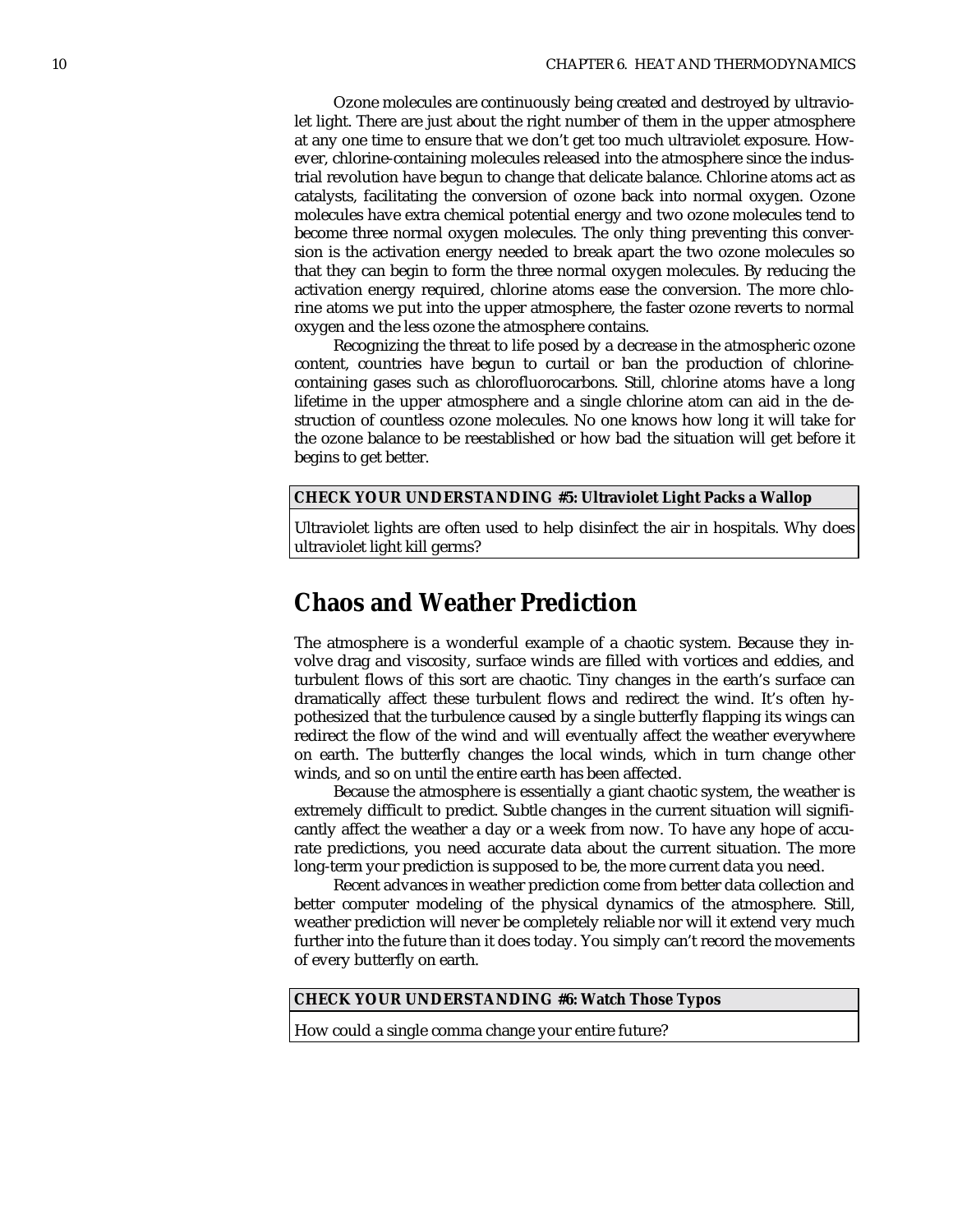Ozone molecules are continuously being created and destroyed by ultraviolet light. There are just about the right number of them in the upper atmosphere at any one time to ensure that we don't get too much ultraviolet exposure. However, chlorine-containing molecules released into the atmosphere since the industrial revolution have begun to change that delicate balance. Chlorine atoms act as catalysts, facilitating the conversion of ozone back into normal oxygen. Ozone molecules have extra chemical potential energy and two ozone molecules tend to become three normal oxygen molecules. The only thing preventing this conversion is the activation energy needed to break apart the two ozone molecules so that they can begin to form the three normal oxygen molecules. By reducing the activation energy required, chlorine atoms ease the conversion. The more chlorine atoms we put into the upper atmosphere, the faster ozone reverts to normal oxygen and the less ozone the atmosphere contains.

Recognizing the threat to life posed by a decrease in the atmospheric ozone content, countries have begun to curtail or ban the production of chlorine-containing gases such as chlorofluorocarbons. Still, chlorine atoms have a long lifetime in the upper atmosphere and a single chlorine atom can aid in the destruction of countless ozone molecules. No one knows how long it will take for the ozone balance to be reestablished or how bad the situation will get before it begins to get better.

**CHECK YOUR UNDERSTANDING #5: Ultraviolet Light Packs a Wallop**

Ultraviolet lights are often used to help disinfect the air in hospitals. Why does ultraviolet light kill germs?

## Chaos and Weather Prediction

The atmosphere is a wonderful example of a chaotic system. Because they involve drag and viscosity, surface winds are filled with vortices and eddies, and turbulent flows of this sort are chaotic. Tiny changes in the earth's surface can dramatically affect these turbulent flows and redirect the wind. It's often hypothesized that the turbulence caused by a single butterfly flapping its wings can redirect the flow of the wind and will eventually affect the weather everywhere on earth. The butterfly changes the local winds, which in turn change other winds, and so on until the entire earth has been affected.

Because the atmosphere is essentially a giant chaotic system, the weather is extremely difficult to predict. Subtle changes in the current situation will significantly affect the weather a day or a week from now. To have any hope of accurate predictions, you need accurate data about the current situation. The more long-term your prediction is supposed to be, the more current data you need.

Recent advances in weather prediction come from better data collection and better computer modeling of the physical dynamics of the atmosphere. Still, weather prediction will never be completely reliable nor will it extend very much further into the future than it does today. You simply can't record the movements of every butterfly on earth.

**CHECK YOUR UNDERSTANDING #6: Watch Those Typos**

How could a single comma change your entire future?